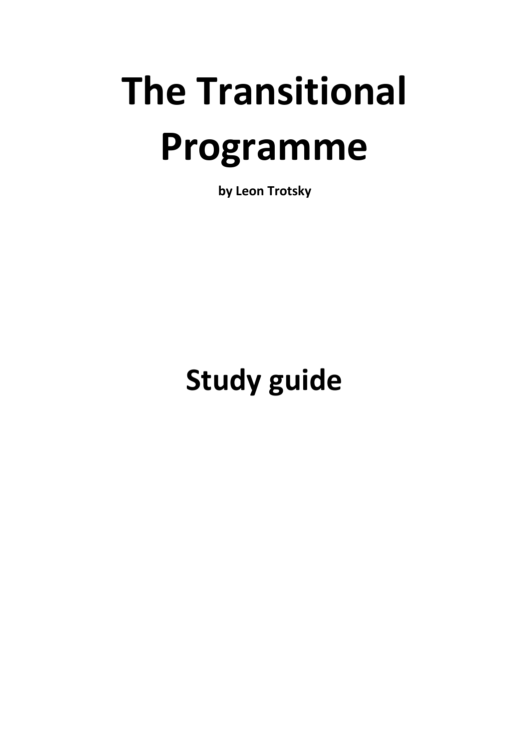# The Transitional Programme

**by Leon Trotsky**

# Study guide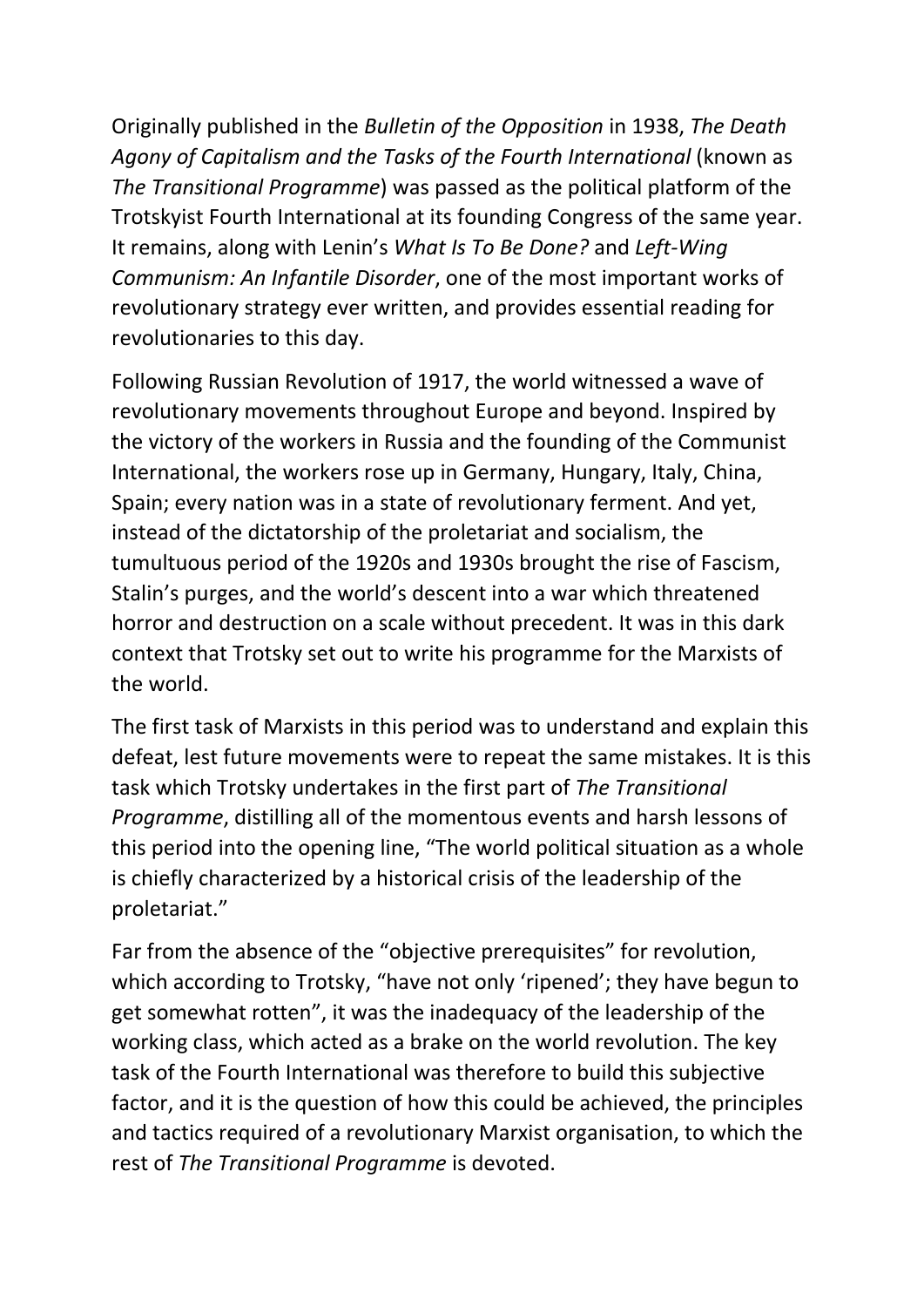Originally published in the *Bulletin of the Opposition* in 1938, *The Death Agony of Capitalism and the Tasks of the Fourth International* (known as *The Transitional Programme*) was passed as the political platform of the Trotskyist Fourth International at its founding Congress of the same year. It remains, along with Lenin's *What Is To Be Done?* and *Left-Wing Communism: An Infantile Disorder*, one of the most important works of revolutionary strategy ever written, and provides essential reading for revolutionaries to this day.

Following Russian Revolution of 1917, the world witnessed a wave of revolutionary movements throughout Europe and beyond. Inspired by the victory of the workers in Russia and the founding of the Communist International, the workers rose up in Germany, Hungary, Italy, China, Spain; every nation was in a state of revolutionary ferment. And yet, instead of the dictatorship of the proletariat and socialism, the tumultuous period of the 1920s and 1930s brought the rise of Fascism, Stalin's purges, and the world's descent into a war which threatened horror and destruction on a scale without precedent. It was in this dark context that Trotsky set out to write his programme for the Marxists of the world.

The first task of Marxists in this period was to understand and explain this defeat, lest future movements were to repeat the same mistakes. It is this task which Trotsky undertakes in the first part of *The Transitional Programme*, distilling all of the momentous events and harsh lessons of this period into the opening line, "The world political situation as a whole is chiefly characterized by a historical crisis of the leadership of the proletariat."

Far from the absence of the "objective prerequisites" for revolution, which according to Trotsky, "have not only 'ripened'; they have begun to get somewhat rotten", it was the inadequacy of the leadership of the working class, which acted as a brake on the world revolution. The key task of the Fourth International was therefore to build this subjective factor, and it is the question of how this could be achieved, the principles and tactics required of a revolutionary Marxist organisation, to which the rest of *The Transitional Programme* is devoted.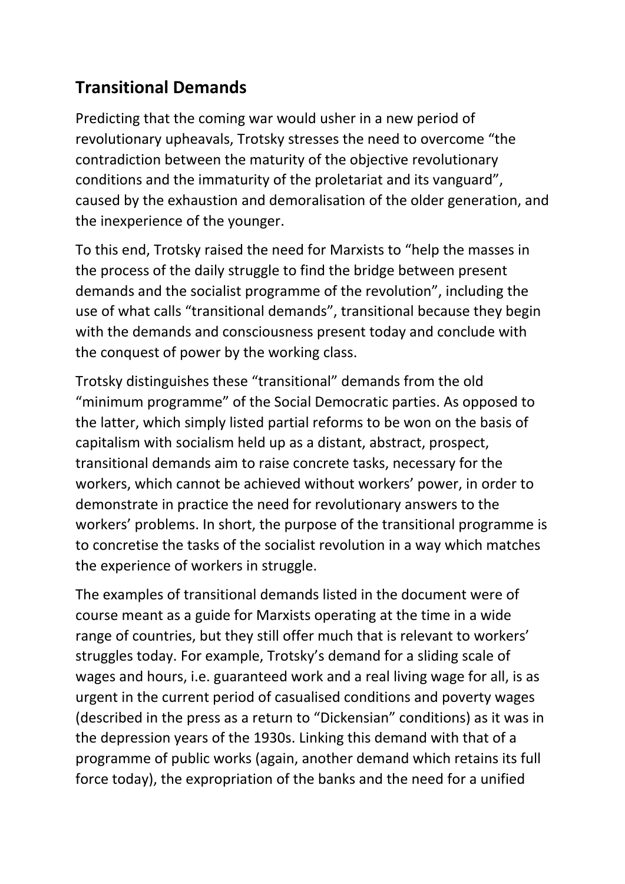## Transitional Demands

Predicting that the coming war would usher in a new period of revolutionary upheavals, Trotsky stresses the need to overcome "the contradiction between the maturity of the objective revolutionary conditions and the immaturity of the proletariat and its vanguard", caused by the exhaustion and demoralisation of the older generation, and the inexperience of the younger.

To this end, Trotsky raised the need for Marxists to "help the masses in the process of the daily struggle to find the bridge between present demands and the socialist programme of the revolution", including the use of what calls "transitional demands", transitional because they begin with the demands and consciousness present today and conclude with the conquest of power by the working class.

Trotsky distinguishes these "transitional" demands from the old "minimum programme" of the Social Democratic parties. As opposed to the latter, which simply listed partial reforms to be won on the basis of capitalism with socialism held up as a distant, abstract, prospect, transitional demands aim to raise concrete tasks, necessary for the workers, which cannot be achieved without workers' power, in order to demonstrate in practice the need for revolutionary answers to the workers' problems. In short, the purpose of the transitional programme is to concretise the tasks of the socialist revolution in a way which matches the experience of workers in struggle.

The examples of transitional demands listed in the document were of course meant as a guide for Marxists operating at the time in a wide range of countries, but they still offer much that is relevant to workers' struggles today. For example, Trotsky's demand for a sliding scale of wages and hours, i.e. guaranteed work and a real living wage for all, is as urgent in the current period of casualised conditions and poverty wages (described in the press as a return to "Dickensian" conditions) as it was in the depression years of the 1930s. Linking this demand with that of a programme of public works (again, another demand which retains its full force today), the expropriation of the banks and the need for a unified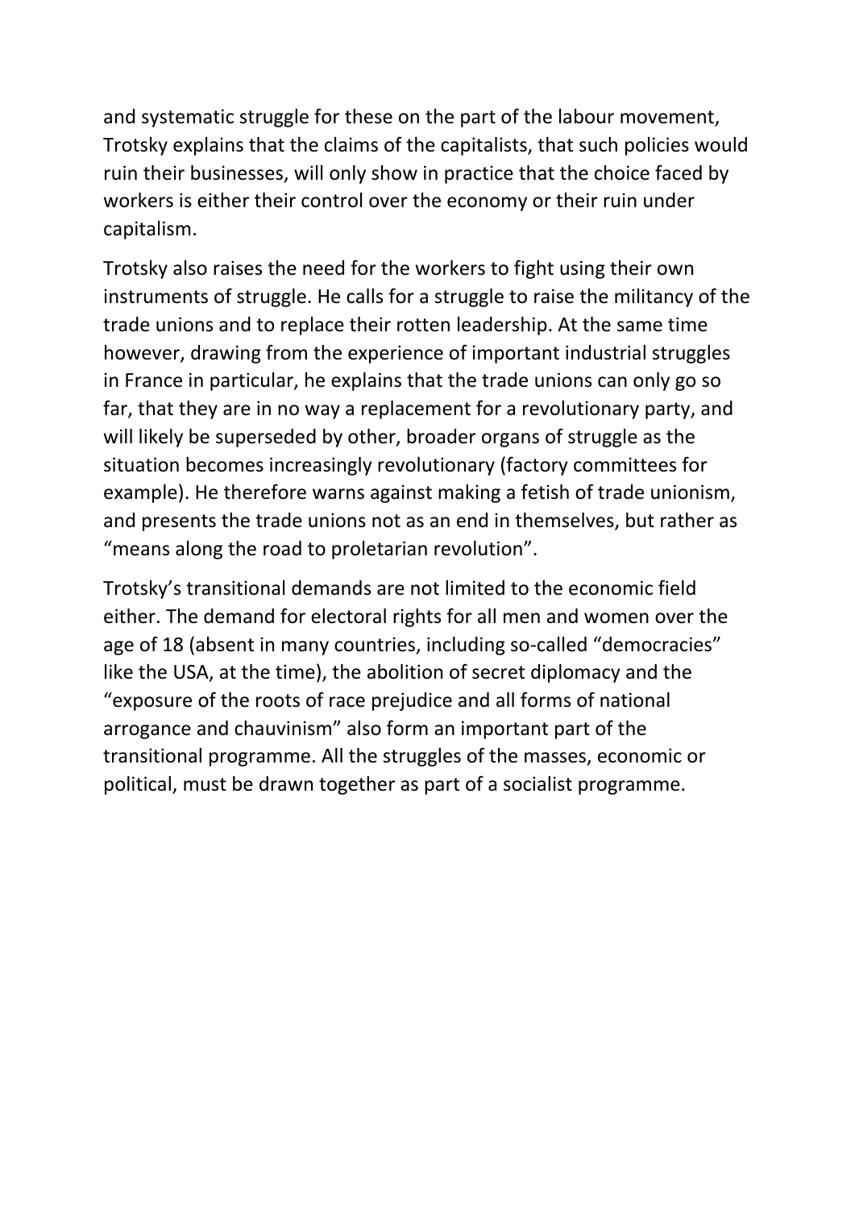and systematic struggle for these on the part of the labour movement, Trotsky explains that the claims of the capitalists, that such policies would ruin their businesses, will only show in practice that the choice faced by workers is either their control over the economy or their ruin under capitalism.

Trotsky also raises the need for the workers to fight using their own instruments of struggle. He calls for a struggle to raise the militancy of the trade unions and to replace their rotten leadership. At the same time however, drawing from the experience of important industrial struggles in France in particular, he explains that the trade unions can only go so far, that they are in no way a replacement for a revolutionary party, and will likely be superseded by other, broader organs of struggle as the situation becomes increasingly revolutionary (factory committees for example). He therefore warns against making a fetish of trade unionism, and presents the trade unions not as an end in themselves, but rather as "means along the road to proletarian revolution".

Trotsky's transitional demands are not limited to the economic field either. The demand for electoral rights for all men and women over the age of 18 (absent in many countries, including so-called "democracies" like the USA, at the time), the abolition of secret diplomacy and the "exposure of the roots of race prejudice and all forms of national arrogance and chauvinism" also form an important part of the transitional programme. All the struggles of the masses, economic or political, must be drawn together as part of a socialist programme.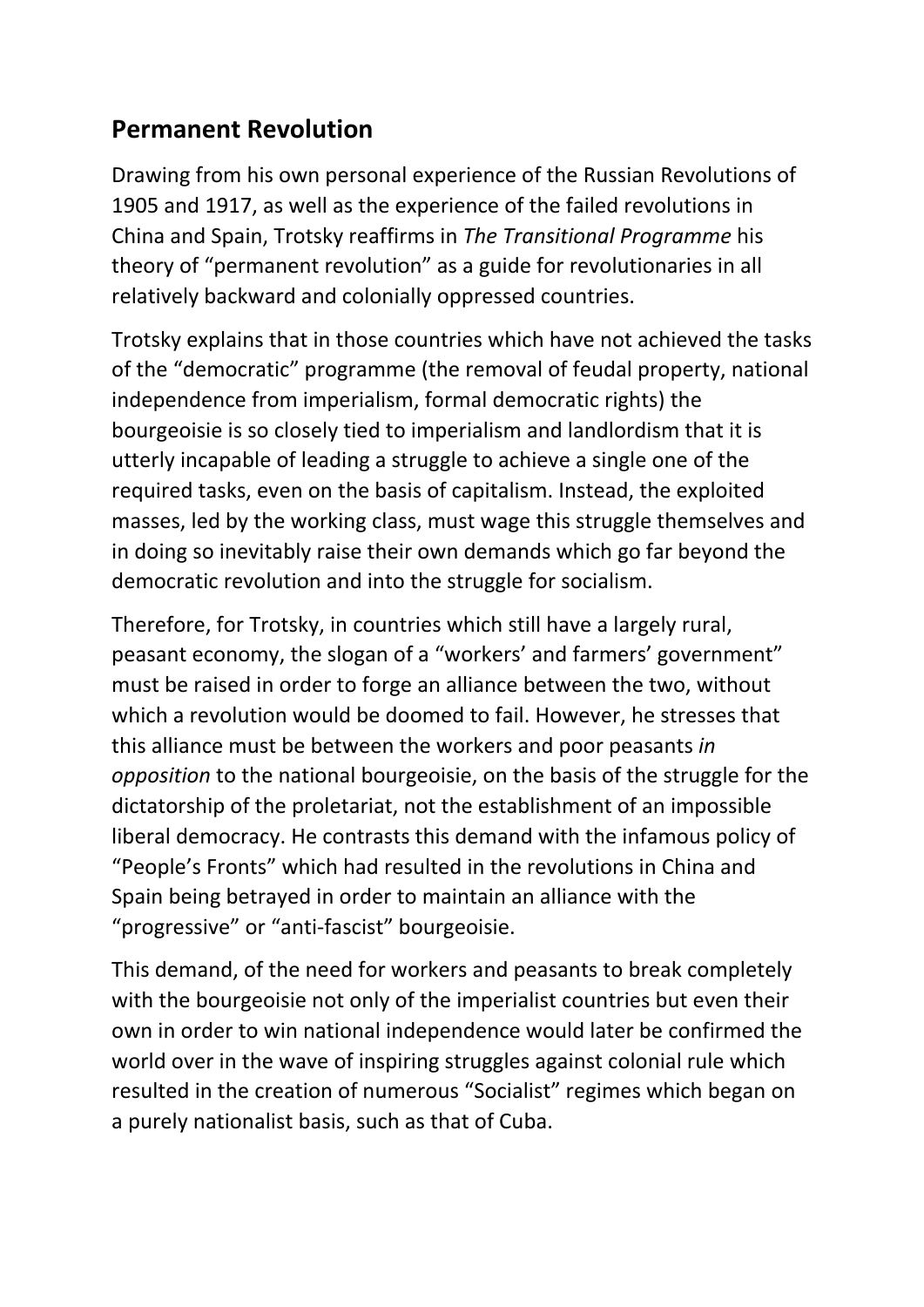## Permanent Revolution

Drawing from his own personal experience of the Russian Revolutions of 1905 and 1917, as well as the experience of the failed revolutions in China and Spain, Trotsky reaffirms in *The Transitional Programme* his theory of "permanent revolution" as a guide for revolutionaries in all relatively backward and colonially oppressed countries.

Trotsky explains that in those countries which have not achieved the tasks of the "democratic" programme (the removal of feudal property, national independence from imperialism, formal democratic rights) the bourgeoisie is so closely tied to imperialism and landlordism that it is utterly incapable of leading a struggle to achieve a single one of the required tasks, even on the basis of capitalism. Instead, the exploited masses, led by the working class, must wage this struggle themselves and in doing so inevitably raise their own demands which go far beyond the democratic revolution and into the struggle for socialism.

Therefore, for Trotsky, in countries which still have a largely rural, peasant economy, the slogan of a "workers' and farmers' government" must be raised in order to forge an alliance between the two, without which a revolution would be doomed to fail. However, he stresses that this alliance must be between the workers and poor peasants *in opposition* to the national bourgeoisie, on the basis of the struggle for the dictatorship of the proletariat, not the establishment of an impossible liberal democracy. He contrasts this demand with the infamous policy of "People's Fronts" which had resulted in the revolutions in China and Spain being betrayed in order to maintain an alliance with the "progressive" or "anti-fascist" bourgeoisie.

This demand, of the need for workers and peasants to break completely with the bourgeoisie not only of the imperialist countries but even their own in order to win national independence would later be confirmed the world over in the wave of inspiring struggles against colonial rule which resulted in the creation of numerous "Socialist" regimes which began on a purely nationalist basis, such as that of Cuba.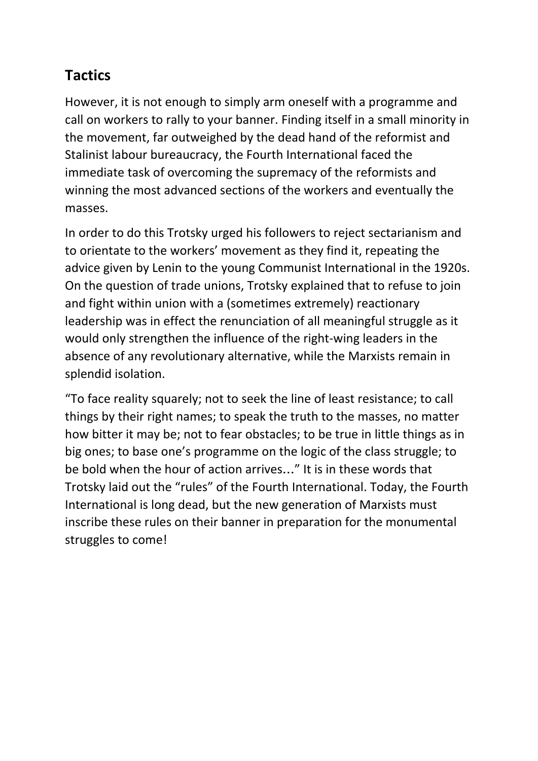## Tactics

However, it is not enough to simply arm oneself with a programme and call on workers to rally to your banner. Finding itself in a small minority in the movement, far outweighed by the dead hand of the reformist and Stalinist labour bureaucracy, the Fourth International faced the immediate task of overcoming the supremacy of the reformists and winning the most advanced sections of the workers and eventually the masses.

In order to do this Trotsky urged his followers to reject sectarianism and to orientate to the workers' movement as they find it, repeating the advice given by Lenin to the young Communist International in the 1920s. On the question of trade unions, Trotsky explained that to refuse to join and fight within union with a (sometimes extremely) reactionary leadership was in effect the renunciation of all meaningful struggle as it would only strengthen the influence of the right-wing leaders in the absence of any revolutionary alternative, while the Marxists remain in splendid isolation.

"To face reality squarely; not to seek the line of least resistance; to call things by their right names; to speak the truth to the masses, no matter how bitter it may be; not to fear obstacles; to be true in little things as in big ones; to base one's programme on the logic of the class struggle; to be bold when the hour of action arrives…" It is in these words that Trotsky laid out the "rules" of the Fourth International. Today, the Fourth International is long dead, but the new generation of Marxists must inscribe these rules on their banner in preparation for the monumental struggles to come!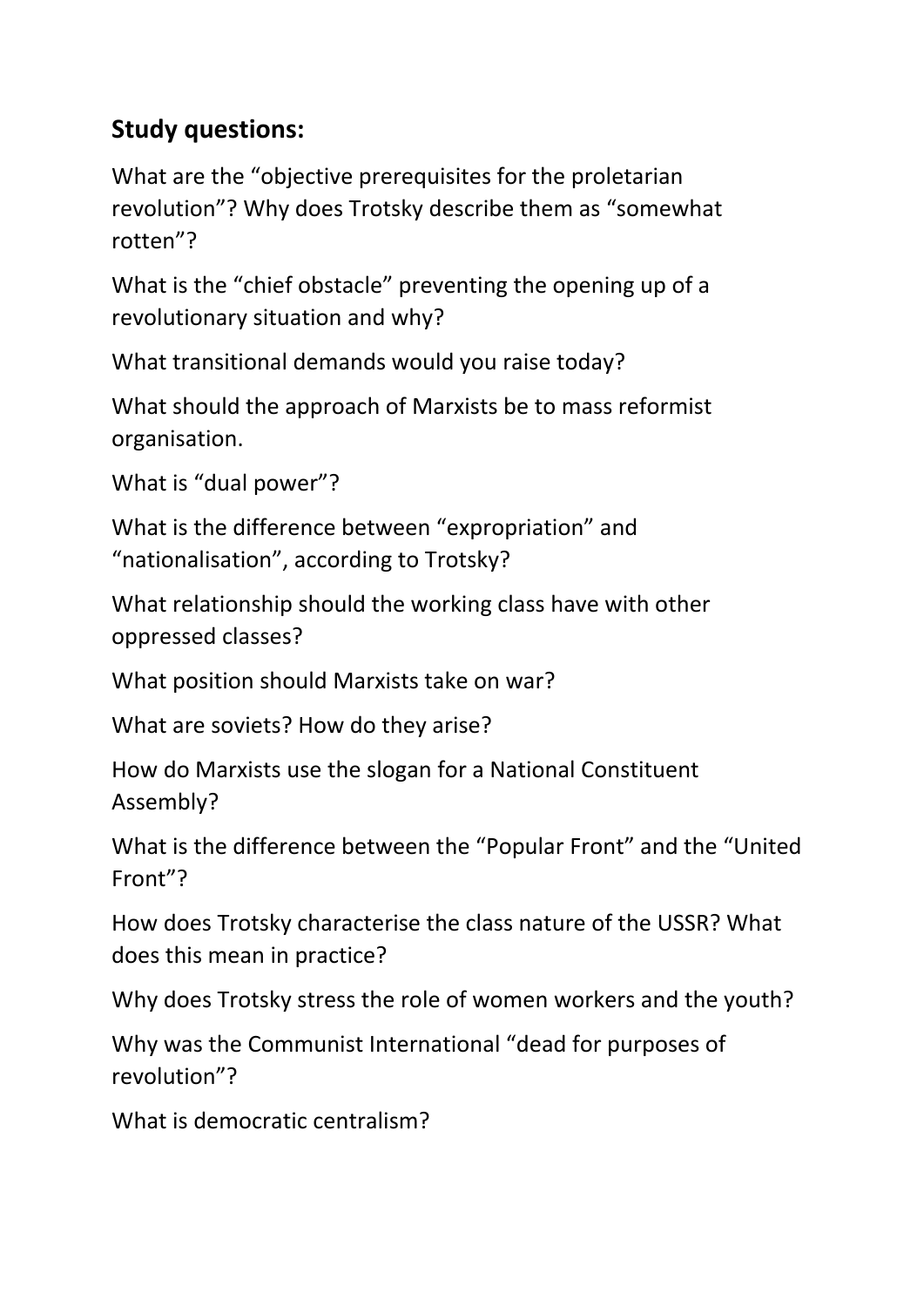## Study questions:

What are the “objective prerequisites for the proletarian revolution”? Why does Trotsky describe them as “somewhat rotten”?

What is the “chief obstacle” preventing the opening up of a revolutionary situation and why?

What transitional demands would you raise today?

What should the approach of Marxists be to mass reformist organisation.

What is “dual power”?

What is the difference between “expropriation” and “nationalisation”, according to Trotsky?

What relationship should the working class have with other oppressed classes?

What position should Marxists take on war?

What are soviets? How do they arise?

How do Marxists use the slogan for a National Constituent Assembly?

What is the difference between the “Popular Front” and the “United Front”?

How does Trotsky characterise the class nature of the USSR? What does this mean in practice?

Why does Trotsky stress the role of women workers and the youth?

Why was the Communist International “dead for purposes of revolution”?

What is democratic centralism?